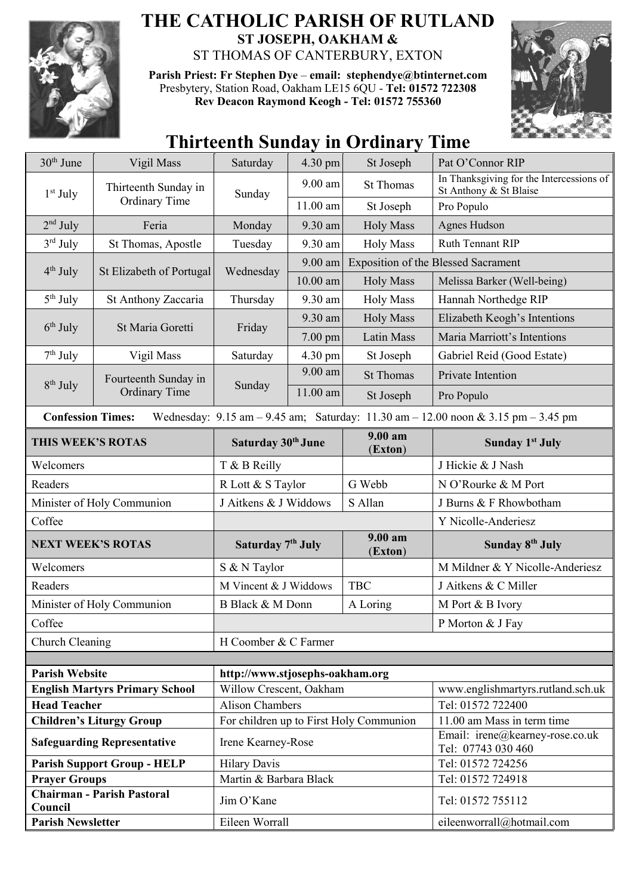# THE CATHOLIC PARISH OF RUTLAND

**ST JOSEPH, OAKHAM &**

ST THOMAS OF CANTERBURY, EXTON

**Parish Priest: Fr Stephen Dye** – **email: stephendye@btinternet.com**
Presbytery, Station Road, Oakham LE15 6QU - **Tel: 01572 722308**
**Rev Deacon Raymond Keogh - Tel: 01572 755360**

## Thirteenth Sunday in Ordinary Time

| Date | Day | Weekday | Time | Location | Intention |
|---|---|---|---|---|---|
| 30th June | Vigil Mass | Saturday | 4.30 pm | St Joseph | Pat O'Connor RIP |
| 1st July | Thirteenth Sunday in Ordinary Time | Sunday | 9.00 am | St Thomas | In Thanksgiving for the Intercessions of St Anthony & St Blaise |
| | | | 11.00 am | St Joseph | Pro Populo |
| 2nd July | Feria | Monday | 9.30 am | Holy Mass | Agnes Hudson |
| 3rd July | St Thomas, Apostle | Tuesday | 9.30 am | Holy Mass | Ruth Tennant RIP |
| 4th July | St Elizabeth of Portugal | Wednesday | 9.00 am | Exposition of the Blessed Sacrament | |
| | | | 10.00 am | Holy Mass | Melissa Barker (Well-being) |
| 5th July | St Anthony Zaccaria | Thursday | 9.30 am | Holy Mass | Hannah Northedge RIP |
| 6th July | St Maria Goretti | Friday | 9.30 am | Holy Mass | Elizabeth Keogh's Intentions |
| | | | 7.00 pm | Latin Mass | Maria Marriott's Intentions |
| 7th July | Vigil Mass | Saturday | 4.30 pm | St Joseph | Gabriel Reid (Good Estate) |
| 8th July | Fourteenth Sunday in Ordinary Time | Sunday | 9.00 am | St Thomas | Private Intention |
| | | | 11.00 am | St Joseph | Pro Populo |

**Confession Times:** Wednesday: 9.15 am – 9.45 am; Saturday: 11.30 am – 12.00 noon & 3.15 pm – 3.45 pm

| THIS WEEK'S ROTAS | Saturday 30th June | 9.00 am (Exton) | Sunday 1st July |
|---|---|---|---|
| Welcomers | T & B Reilly | | J Hickie & J Nash |
| Readers | R Lott & S Taylor | G Webb | N O'Rourke & M Port |
| Minister of Holy Communion | J Aitkens & J Widdows | S Allan | J Burns & F Rhowbotham |
| Coffee | | | Y Nicolle-Anderiesz |
| **NEXT WEEK'S ROTAS** | **Saturday 7th July** | **9.00 am (Exton)** | **Sunday 8th July** |
| Welcomers | S & N Taylor | | M Mildner & Y Nicolle-Anderiesz |
| Readers | M Vincent & J Widdows | TBC | J Aitkens & C Miller |
| Minister of Holy Communion | B Black & M Donn | A Loring | M Port & B Ivory |
| Coffee | | | P Morton & J Fay |
| Church Cleaning | H Coomber & C Farmer | | |

| | | |
|---|---|---|
| **Parish Website** | **http://www.stjosephs-oakham.org** | |
| **English Martyrs Primary School** | Willow Crescent, Oakham | www.englishmartyrs.rutland.sch.uk |
| **Head Teacher** | Alison Chambers | Tel: 01572 722400 |
| **Children's Liturgy Group** | For children up to First Holy Communion | 11.00 am Mass in term time |
| **Safeguarding Representative** | Irene Kearney-Rose | Email: irene@kearney-rose.co.uk Tel: 07743 030 460 |
| **Parish Support Group - HELP** | Hilary Davis | Tel: 01572 724256 |
| **Prayer Groups** | Martin & Barbara Black | Tel: 01572 724918 |
| **Chairman - Parish Pastoral Council** | Jim O'Kane | Tel: 01572 755112 |
| **Parish Newsletter** | Eileen Worrall | eileenworrall@hotmail.com |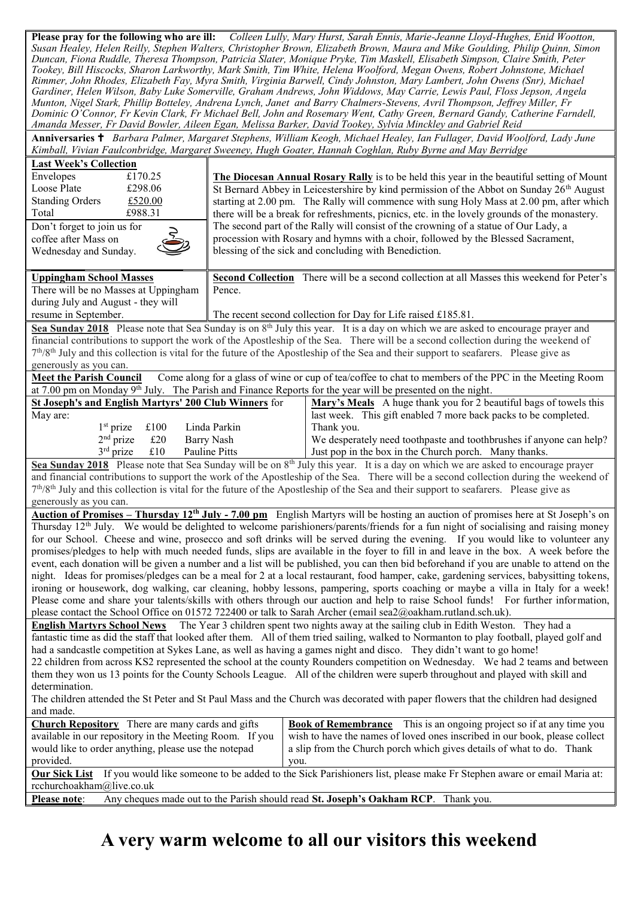**Please pray for the following who are ill:** *Colleen Lully, Mary Hurst, Sarah Ennis, Marie-Jeanne Lloyd-Hughes, Enid Wootton, Susan Healey, Helen Reilly, Stephen Walters, Christopher Brown, Elizabeth Brown, Maura and Mike Goulding, Philip Quinn, Simon Duncan, Fiona Ruddle, Theresa Thompson, Patricia Slater, Monique Pryke, Tim Maskell, Elisabeth Simpson, Claire Smith, Peter Tookey, Bill Hiscocks, Sharon Larkworthy, Mark Smith, Tim White, Helena Woolford, Megan Owens, Robert Johnstone, Michael Rimmer, John Rhodes, Elizabeth Fay, Myra Smith, Virginia Barwell, Cindy Johnston, Mary Lambert, John Owens (Snr), Michael Gardiner, Helen Wilson, Baby Luke Somerville, Graham Andrews, John Widdows, May Carrie, Lewis Paul, Floss Jepson, Angela Munton, Nigel Stark, Phillip Botteley, Andrena Lynch, Janet and Barry Chalmers-Stevens, Avril Thompson, Jeffrey Miller, Fr Dominic O'Connor, Fr Kevin Clark, Fr Michael Bell, John and Rosemary Went, Cathy Green, Bernard Gandy, Catherine Farndell, Amanda Messer, Fr David Bowler, Aileen Egan, Melissa Barker, David Tookey, Sylvia Minckley and Gabriel Reid*

**Anniversaries ✝** *Barbara Palmer, Margaret Stephens, William Keogh, Michael Healey, Ian Fullager, David Woolford, Lady June Kimball, Vivian Faulconbridge, Margaret Sweeney, Hugh Goater, Hannah Coghlan, Ruby Byrne and May Berridge*

**Last Week's Collection**

| | |
|---|---|
| Envelopes | £170.25 |
| Loose Plate | £298.06 |
| Standing Orders | £520.00 |
| Total | £988.31 |

Don't forget to join us for coffee after Mass on Wednesday and Sunday.

**The Diocesan Annual Rosary Rally** is to be held this year in the beautiful setting of Mount St Bernard Abbey in Leicestershire by kind permission of the Abbot on Sunday 26th August starting at 2.00 pm. The Rally will commence with sung Holy Mass at 2.00 pm, after which there will be a break for refreshments, picnics, etc. in the lovely grounds of the monastery. The second part of the Rally will consist of the crowning of a statue of Our Lady, a procession with Rosary and hymns with a choir, followed by the Blessed Sacrament, blessing of the sick and concluding with Benediction.

**Uppingham School Masses**
There will be no Masses at Uppingham during July and August - they will resume in September.

**Second Collection** There will be a second collection at all Masses this weekend for Peter's Pence.

The recent second collection for Day for Life raised £185.81.

**Sea Sunday 2018** Please note that Sea Sunday is on 8th July this year. It is a day on which we are asked to encourage prayer and financial contributions to support the work of the Apostleship of the Sea. There will be a second collection during the weekend of 7th/8th July and this collection is vital for the future of the Apostleship of the Sea and their support to seafarers. Please give as generously as you can.

**Meet the Parish Council** Come along for a glass of wine or cup of tea/coffee to chat to members of the PPC in the Meeting Room at 7.00 pm on Monday 9th July. The Parish and Finance Reports for the year will be presented on the night.

**St Joseph's and English Martyrs' 200 Club Winners** for May are:

| | | |
|---|---|---|
| 1st prize | £100 | Linda Parkin |
| 2nd prize | £20 | Barry Nash |
| 3rd prize | £10 | Pauline Pitts |

**Mary's Meals** A huge thank you for 2 beautiful bags of towels this last week. This gift enabled 7 more back packs to be completed. Thank you.
We desperately need toothpaste and toothbrushes if anyone can help? Just pop in the box in the Church porch. Many thanks.

**Sea Sunday 2018** Please note that Sea Sunday will be on 8th July this year. It is a day on which we are asked to encourage prayer and financial contributions to support the work of the Apostleship of the Sea. There will be a second collection during the weekend of 7th/8th July and this collection is vital for the future of the Apostleship of the Sea and their support to seafarers. Please give as generously as you can.

**Auction of Promises – Thursday 12th July - 7.00 pm** English Martyrs will be hosting an auction of promises here at St Joseph's on Thursday 12th July. We would be delighted to welcome parishioners/parents/friends for a fun night of socialising and raising money for our School. Cheese and wine, prosecco and soft drinks will be served during the evening. If you would like to volunteer any promises/pledges to help with much needed funds, slips are available in the foyer to fill in and leave in the box. A week before the event, each donation will be given a number and a list will be published, you can then bid beforehand if you are unable to attend on the night. Ideas for promises/pledges can be a meal for 2 at a local restaurant, food hamper, cake, gardening services, babysitting tokens, ironing or housework, dog walking, car cleaning, hobby lessons, pampering, sports coaching or maybe a villa in Italy for a week! Please come and share your talents/skills with others through our auction and help to raise School funds! For further information, please contact the School Office on 01572 722400 or talk to Sarah Archer (email sea2@oakham.rutland.sch.uk).

**English Martyrs School News** The Year 3 children spent two nights away at the sailing club in Edith Weston. They had a fantastic time as did the staff that looked after them. All of them tried sailing, walked to Normanton to play football, played golf and had a sandcastle competition at Sykes Lane, as well as having a games night and disco. They didn't want to go home!
22 children from across KS2 represented the school at the county Rounders competition on Wednesday. We had 2 teams and between them they won us 13 points for the County Schools League. All of the children were superb throughout and played with skill and determination.
The children attended the St Peter and St Paul Mass and the Church was decorated with paper flowers that the children had designed and made.

**Church Repository** There are many cards and gifts available in our repository in the Meeting Room. If you would like to order anything, please use the notepad provided.

**Book of Remembrance** This is an ongoing project so if at any time you wish to have the names of loved ones inscribed in our book, please collect a slip from the Church porch which gives details of what to do. Thank you.

**Our Sick List** If you would like someone to be added to the Sick Parishioners list, please make Fr Stephen aware or email Maria at: rcchurchoakham@live.co.uk

**Please note**: Any cheques made out to the Parish should read **St. Joseph's Oakham RCP**. Thank you.

# A very warm welcome to all our visitors this weekend